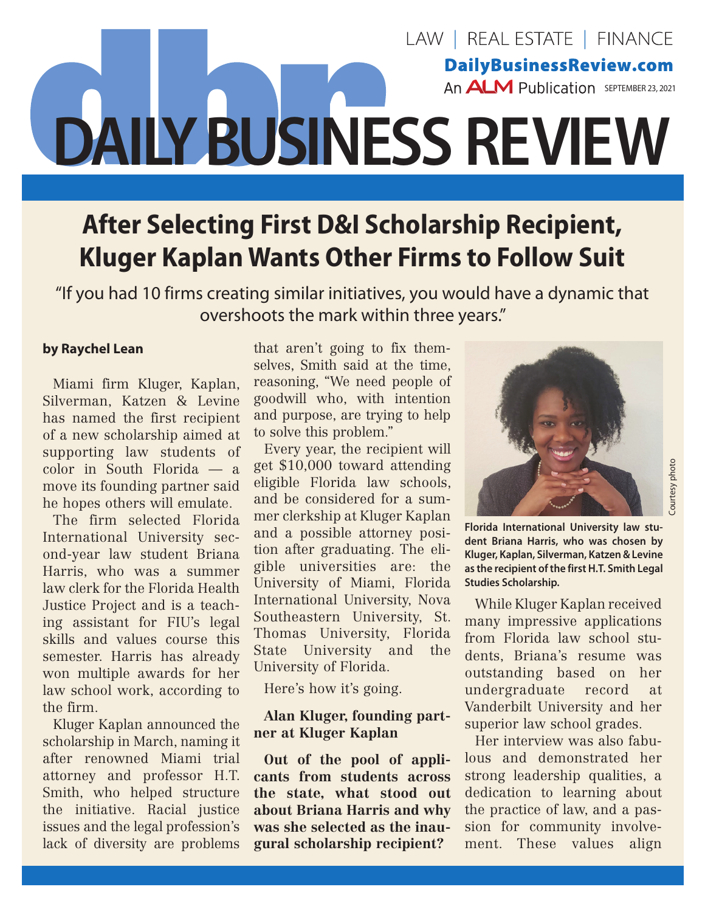LAW | REAL ESTATE | FINANCE

DailyBusinessReview.com

An ALM Publication SEPTEMBER 23, 2021

# DAILY BUSINESS REVIEW

## After Selecting First D&I Scholarship Recipient, Kluger Kaplan Wants Other Firms to Follow Suit

"If you had 10 firms creating similar initiatives, you would have a dynamic that overshoots the mark within three years."

**by Raychel Lean**

Miami firm Kluger, Kaplan, Silverman, Katzen & Levine has named the first recipient of a new scholarship aimed at supporting law students of color in South Florida — a move its founding partner said he hopes others will emulate.

The firm selected Florida International University second-year law student Briana Harris, who was a summer law clerk for the Florida Health Justice Project and is a teaching assistant for FIU's legal skills and values course this semester. Harris has already won multiple awards for her law school work, according to the firm.

Kluger Kaplan announced the scholarship in March, naming it after renowned Miami trial attorney and professor H.T. Smith, who helped structure the initiative. Racial justice issues and the legal profession's lack of diversity are problems that aren't going to fix themselves, Smith said at the time, reasoning, "We need people of goodwill who, with intention and purpose, are trying to help to solve this problem."

Every year, the recipient will get $10,000 toward attending eligible Florida law schools, and be considered for a summer clerkship at Kluger Kaplan and a possible attorney position after graduating. The eligible universities are: the University of Miami, Florida International University, Nova Southeastern University, St. Thomas University, Florida State University and the University of Florida.

Here's how it's going.

**Alan Kluger, founding partner at Kluger Kaplan**

**Out of the pool of applicants from students across the state, what stood out about Briana Harris and why was she selected as the inaugural scholarship recipient?**

Courtesy photo

**Florida International University law student Briana Harris, who was chosen by Kluger, Kaplan, Silverman, Katzen & Levine as the recipient of the first H.T. Smith Legal Studies Scholarship.**

While Kluger Kaplan received many impressive applications from Florida law school students, Briana's resume was outstanding based on her undergraduate record at Vanderbilt University and her superior law school grades.

Her interview was also fabulous and demonstrated her strong leadership qualities, a dedication to learning about the practice of law, and a passion for community involvement. These values align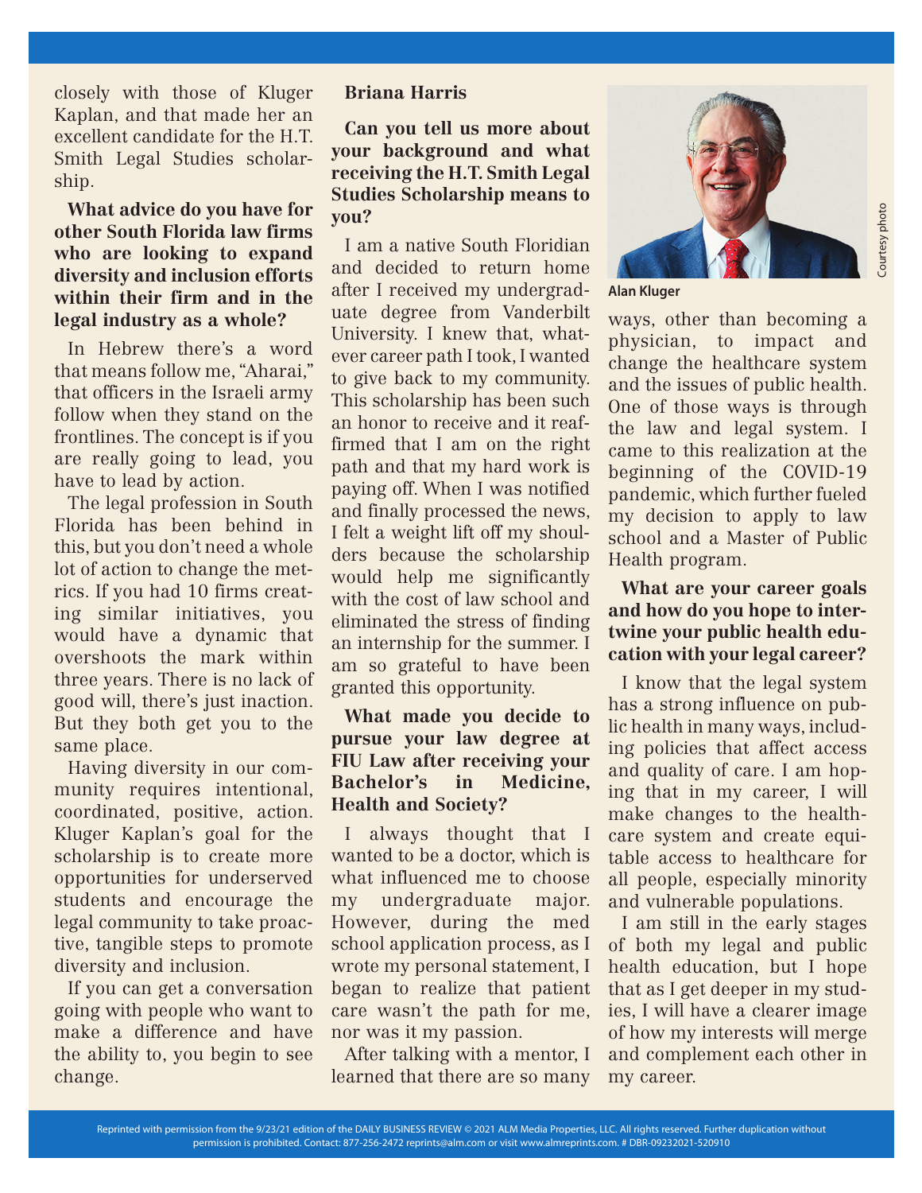closely with those of Kluger Kaplan, and that made her an excellent candidate for the H.T. Smith Legal Studies scholarship.

**What advice do you have for other South Florida law firms who are looking to expand diversity and inclusion efforts within their firm and in the legal industry as a whole?**

In Hebrew there's a word that means follow me, "Aharai," that officers in the Israeli army follow when they stand on the frontlines. The concept is if you are really going to lead, you have to lead by action.

The legal profession in South Florida has been behind in this, but you don't need a whole lot of action to change the metrics. If you had 10 firms creating similar initiatives, you would have a dynamic that overshoots the mark within three years. There is no lack of good will, there's just inaction. But they both get you to the same place.

Having diversity in our community requires intentional, coordinated, positive, action. Kluger Kaplan's goal for the scholarship is to create more opportunities for underserved students and encourage the legal community to take proactive, tangible steps to promote diversity and inclusion.

If you can get a conversation going with people who want to make a difference and have the ability to, you begin to see change.

**Briana Harris**

**Can you tell us more about your background and what receiving the H.T. Smith Legal Studies Scholarship means to you?**

I am a native South Floridian and decided to return home after I received my undergraduate degree from Vanderbilt University. I knew that, whatever career path I took, I wanted to give back to my community. This scholarship has been such an honor to receive and it reaffirmed that I am on the right path and that my hard work is paying off. When I was notified and finally processed the news, I felt a weight lift off my shoulders because the scholarship would help me significantly with the cost of law school and eliminated the stress of finding an internship for the summer. I am so grateful to have been granted this opportunity.

**What made you decide to pursue your law degree at FIU Law after receiving your Bachelor's in Medicine, Health and Society?**

I always thought that I wanted to be a doctor, which is what influenced me to choose my undergraduate major. However, during the med school application process, as I wrote my personal statement, I began to realize that patient care wasn't the path for me, nor was it my passion.

After talking with a mentor, I learned that there are so many ways, other than becoming a physician, to impact and change the healthcare system and the issues of public health. One of those ways is through the law and legal system. I came to this realization at the beginning of the COVID-19 pandemic, which further fueled my decision to apply to law school and a Master of Public Health program.

Alan Kluger

Courtesy photo

**What are your career goals and how do you hope to intertwine your public health education with your legal career?**

I know that the legal system has a strong influence on public health in many ways, including policies that affect access and quality of care. I am hoping that in my career, I will make changes to the healthcare system and create equitable access to healthcare for all people, especially minority and vulnerable populations.

I am still in the early stages of both my legal and public health education, but I hope that as I get deeper in my studies, I will have a clearer image of how my interests will merge and complement each other in my career.

Reprinted with permission from the 9/23/21 edition of the DAILY BUSINESS REVIEW © 2021 ALM Media Properties, LLC. All rights reserved. Further duplication without permission is prohibited. Contact: 877-256-2472 reprints@alm.com or visit www.almreprints.com. # DBR-09232021-520910